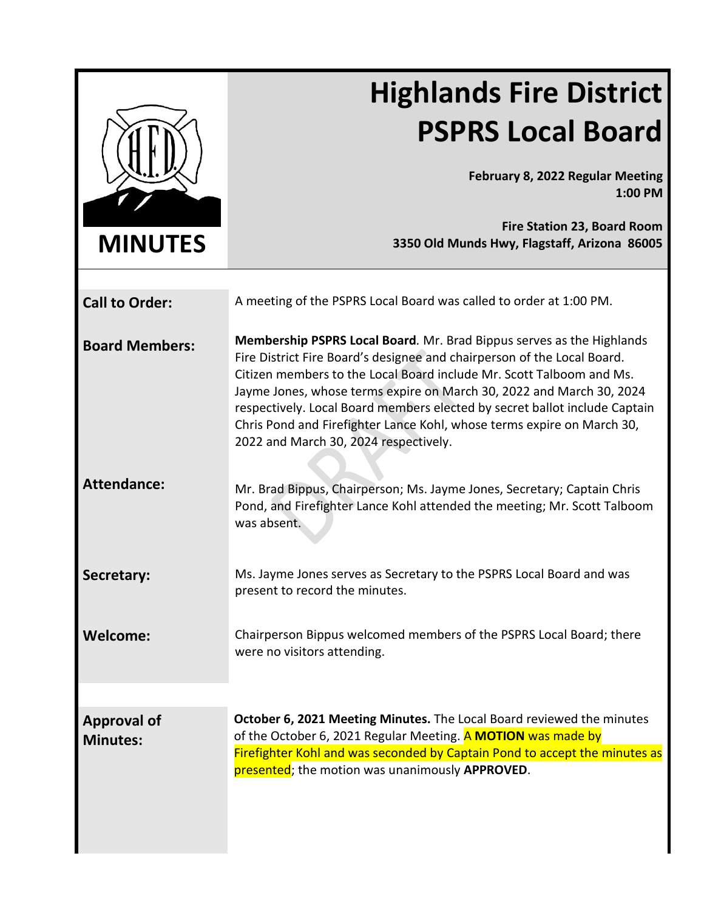# Highlands Fire District PSPRS Local Board

**MINUTES**

**February 8, 2022 Regular Meeting**
**1:00 PM**

**Fire Station 23, Board Room**
**3350 Old Munds Hwy, Flagstaff, Arizona 86005**

**Call to Order:**

A meeting of the PSPRS Local Board was called to order at 1:00 PM.

**Board Members:**

**Membership PSPRS Local Board***.* Mr. Brad Bippus serves as the Highlands Fire District Fire Board's designee and chairperson of the Local Board. Citizen members to the Local Board include Mr. Scott Talboom and Ms. Jayme Jones, whose terms expire on March 30, 2022 and March 30, 2024 respectively. Local Board members elected by secret ballot include Captain Chris Pond and Firefighter Lance Kohl, whose terms expire on March 30, 2022 and March 30, 2024 respectively.

**Attendance:**

Mr. Brad Bippus, Chairperson; Ms. Jayme Jones, Secretary; Captain Chris Pond, and Firefighter Lance Kohl attended the meeting; Mr. Scott Talboom was absent.

**Secretary:**

Ms. Jayme Jones serves as Secretary to the PSPRS Local Board and was present to record the minutes.

**Welcome:**

Chairperson Bippus welcomed members of the PSPRS Local Board; there were no visitors attending.

**Approval of Minutes:**

**October 6, 2021 Meeting Minutes.** The Local Board reviewed the minutes of the October 6, 2021 Regular Meeting. A **MOTION** was made by Firefighter Kohl and was seconded by Captain Pond to accept the minutes as presented; the motion was unanimously **APPROVED**.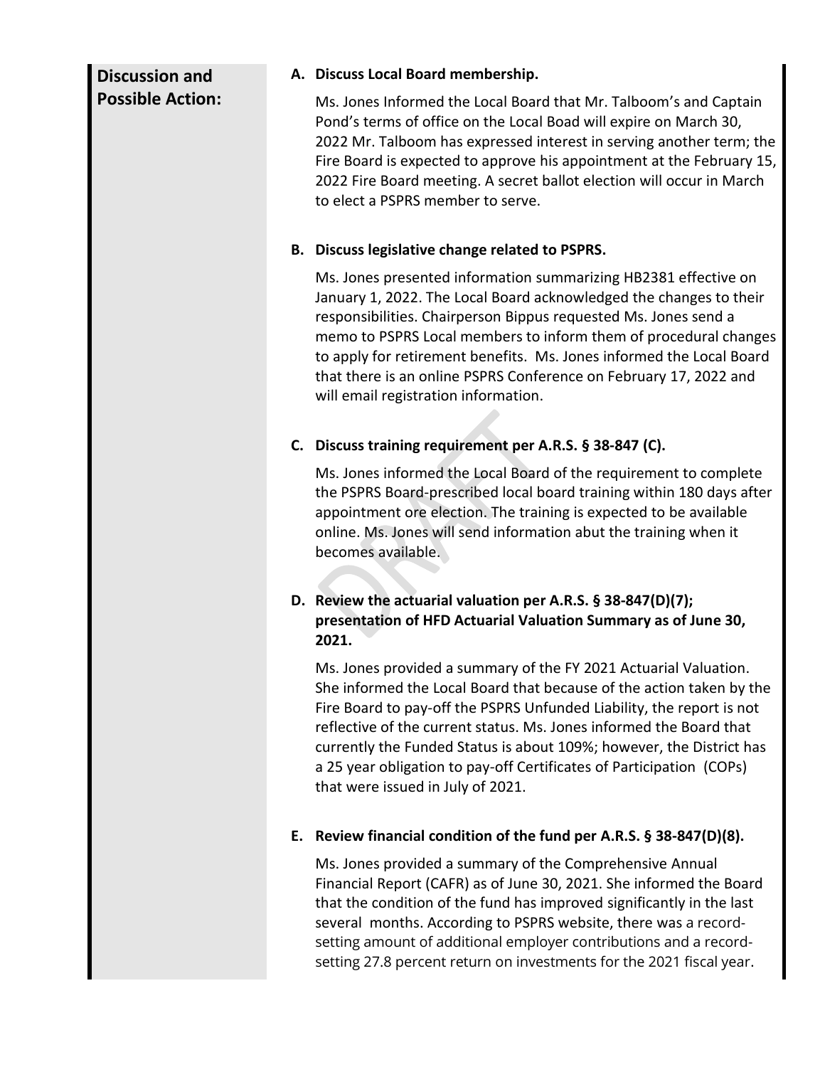**Discussion and Possible Action:**

**A. Discuss Local Board membership.**

Ms. Jones Informed the Local Board that Mr. Talboom's and Captain Pond's terms of office on the Local Boad will expire on March 30, 2022 Mr. Talboom has expressed interest in serving another term; the Fire Board is expected to approve his appointment at the February 15, 2022 Fire Board meeting. A secret ballot election will occur in March to elect a PSPRS member to serve.

**B. Discuss legislative change related to PSPRS.**

Ms. Jones presented information summarizing HB2381 effective on January 1, 2022. The Local Board acknowledged the changes to their responsibilities. Chairperson Bippus requested Ms. Jones send a memo to PSPRS Local members to inform them of procedural changes to apply for retirement benefits. Ms. Jones informed the Local Board that there is an online PSPRS Conference on February 17, 2022 and will email registration information.

**C. Discuss training requirement per A.R.S. § 38-847 (C).**

Ms. Jones informed the Local Board of the requirement to complete the PSPRS Board-prescribed local board training within 180 days after appointment ore election. The training is expected to be available online. Ms. Jones will send information abut the training when it becomes available.

**D. Review the actuarial valuation per A.R.S. § 38-847(D)(7); presentation of HFD Actuarial Valuation Summary as of June 30, 2021.**

Ms. Jones provided a summary of the FY 2021 Actuarial Valuation. She informed the Local Board that because of the action taken by the Fire Board to pay-off the PSPRS Unfunded Liability, the report is not reflective of the current status. Ms. Jones informed the Board that currently the Funded Status is about 109%; however, the District has a 25 year obligation to pay-off Certificates of Participation (COPs) that were issued in July of 2021.

**E. Review financial condition of the fund per A.R.S. § 38-847(D)(8).**

Ms. Jones provided a summary of the Comprehensive Annual Financial Report (CAFR) as of June 30, 2021. She informed the Board that the condition of the fund has improved significantly in the last several months. According to PSPRS website, there was a record-setting amount of additional employer contributions and a record-setting 27.8 percent return on investments for the 2021 fiscal year.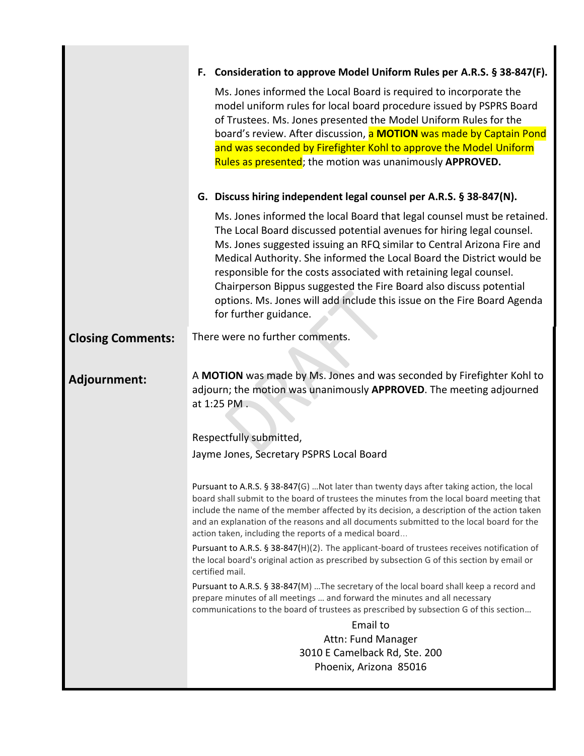**F. Consideration to approve Model Uniform Rules per A.R.S. § 38-847(F).**

Ms. Jones informed the Local Board is required to incorporate the model uniform rules for local board procedure issued by PSPRS Board of Trustees. Ms. Jones presented the Model Uniform Rules for the board's review. After discussion, a **MOTION** was made by Captain Pond and was seconded by Firefighter Kohl to approve the Model Uniform Rules as presented; the motion was unanimously **APPROVED.**

**G. Discuss hiring independent legal counsel per A.R.S. § 38-847(N).**

Ms. Jones informed the local Board that legal counsel must be retained. The Local Board discussed potential avenues for hiring legal counsel. Ms. Jones suggested issuing an RFQ similar to Central Arizona Fire and Medical Authority. She informed the Local Board the District would be responsible for the costs associated with retaining legal counsel. Chairperson Bippus suggested the Fire Board also discuss potential options. Ms. Jones will add include this issue on the Fire Board Agenda for further guidance.

**Closing Comments:** There were no further comments.

**Adjournment:** A **MOTION** was made by Ms. Jones and was seconded by Firefighter Kohl to adjourn; the motion was unanimously **APPROVED**. The meeting adjourned at 1:25 PM .

Respectfully submitted,

Jayme Jones, Secretary PSPRS Local Board

Pursuant to A.R.S. § 38-847(G) …Not later than twenty days after taking action, the local board shall submit to the board of trustees the minutes from the local board meeting that include the name of the member affected by its decision, a description of the action taken and an explanation of the reasons and all documents submitted to the local board for the action taken, including the reports of a medical board…

Pursuant to A.R.S. § 38-847(H)(2). The applicant-board of trustees receives notification of the local board's original action as prescribed by subsection G of this section by email or certified mail.

Pursuant to A.R.S. § 38-847(M) …The secretary of the local board shall keep a record and prepare minutes of all meetings … and forward the minutes and all necessary communications to the board of trustees as prescribed by subsection G of this section…

Email to
Attn: Fund Manager
3010 E Camelback Rd, Ste. 200
Phoenix, Arizona 85016